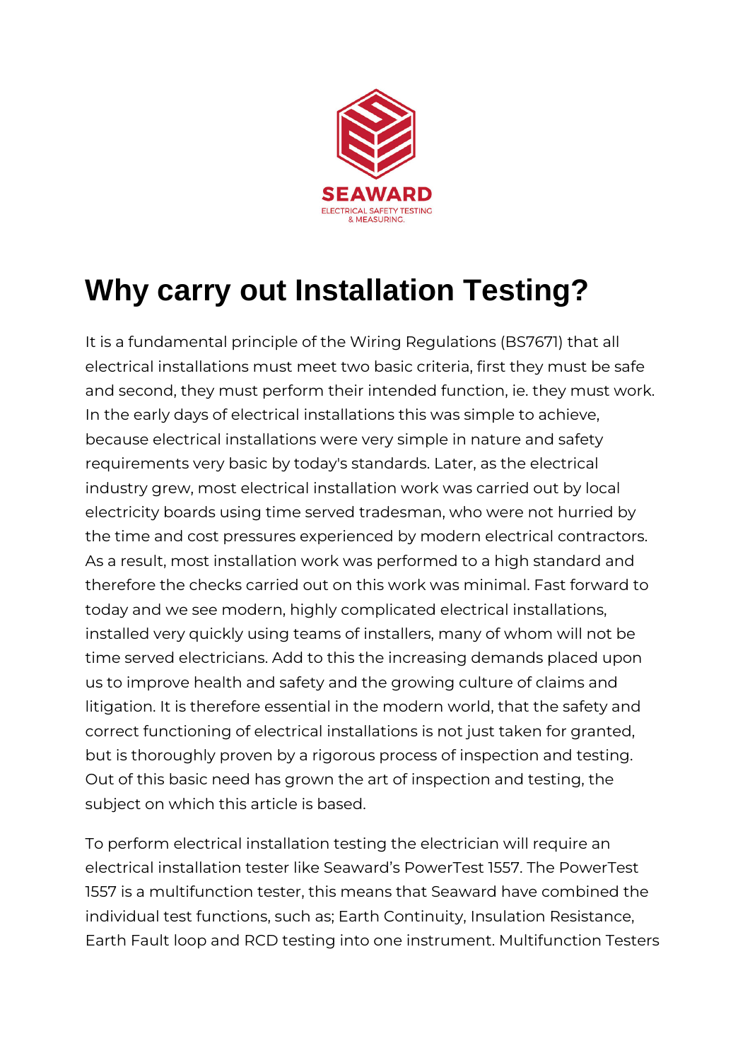SEAWARD

ELECTRICAL SAFETY TESTING & MEASURING.

# Why carry out Installation Testing?

It is a fundamental principle of the Wiring Regulations (BS7671) that all electrical installations must meet two basic criteria, first they must be safe and second, they must perform their intended function, ie. they must work. In the early days of electrical installations this was simple to achieve, because electrical installations were very simple in nature and safety requirements very basic by today's standards. Later, as the electrical industry grew, most electrical installation work was carried out by local electricity boards using time served tradesman, who were not hurried by the time and cost pressures experienced by modern electrical contractors. As a result, most installation work was performed to a high standard and therefore the checks carried out on this work was minimal. Fast forward to today and we see modern, highly complicated electrical installations, installed very quickly using teams of installers, many of whom will not be time served electricians. Add to this the increasing demands placed upon us to improve health and safety and the growing culture of claims and litigation. It is therefore essential in the modern world, that the safety and correct functioning of electrical installations is not just taken for granted, but is thoroughly proven by a rigorous process of inspection and testing. Out of this basic need has grown the art of inspection and testing, the subject on which this article is based.

To perform electrical installation testing the electrician will require an electrical installation tester like Seaward's PowerTest 1557. The PowerTest 1557 is a multifunction tester, this means that Seaward have combined the individual test functions, such as; Earth Continuity, Insulation Resistance, Earth Fault loop and RCD testing into one instrument. Multifunction Testers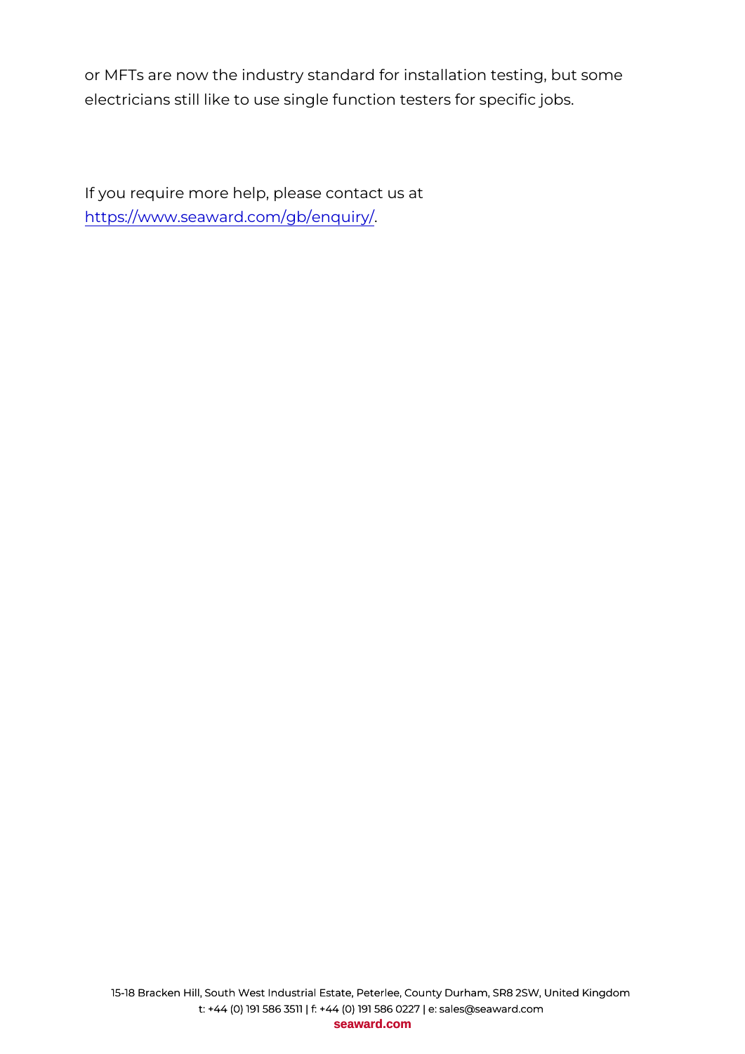or MFTs are now the industry standard for installation testing, but some electricians still like to use single function testers for specific jobs.

If you require more help, please contact us at [https://www.seaward.com/gb/enquiry/](https://www.seaward.com/gb/enquiry/).